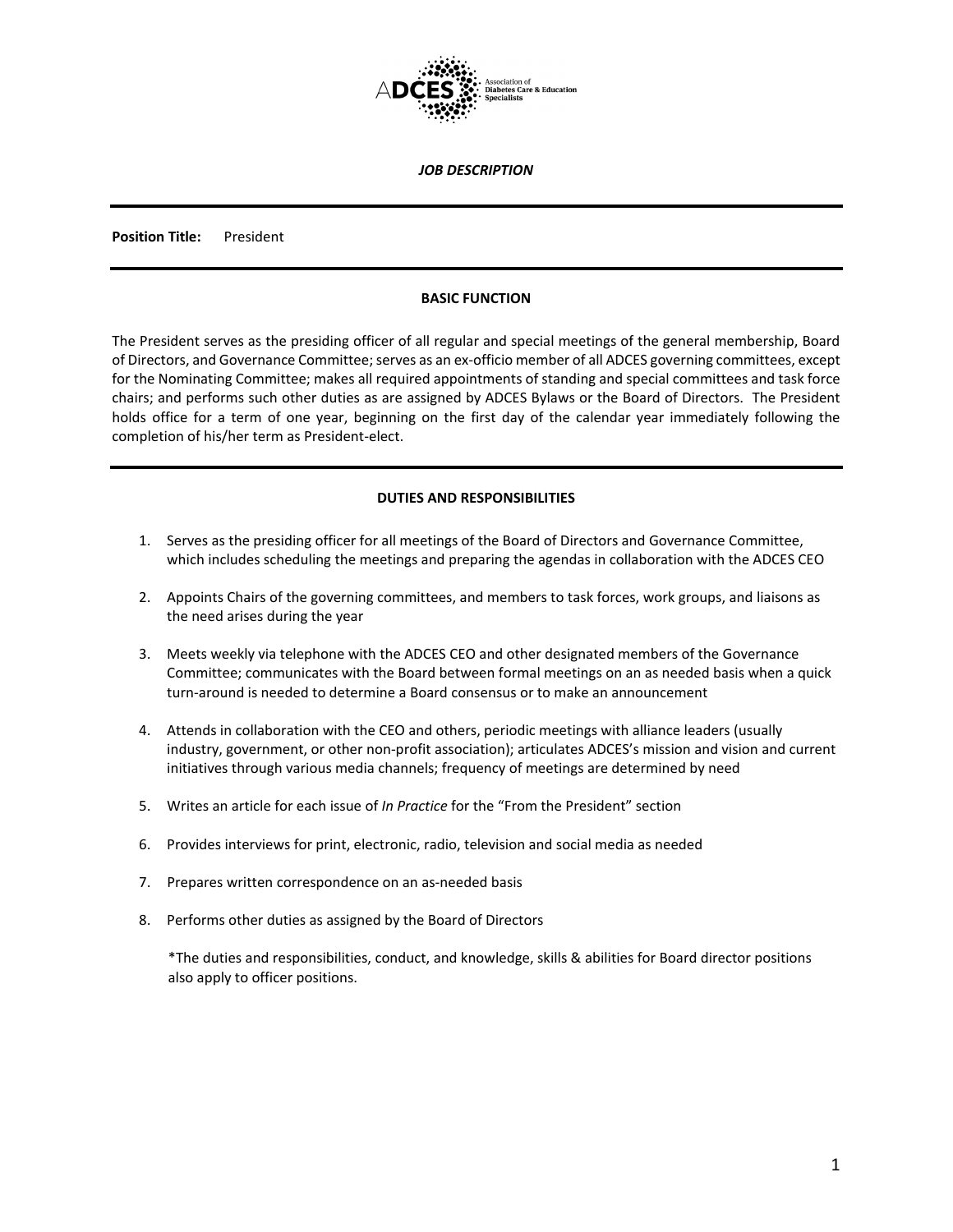ADCES Association of Diabetes Care & Education Specialists

***JOB DESCRIPTION***

---

**Position Title:** President

---

**BASIC FUNCTION**

The President serves as the presiding officer of all regular and special meetings of the general membership, Board of Directors, and Governance Committee; serves as an ex-officio member of all ADCES governing committees, except for the Nominating Committee; makes all required appointments of standing and special committees and task force chairs; and performs such other duties as are assigned by ADCES Bylaws or the Board of Directors. The President holds office for a term of one year, beginning on the first day of the calendar year immediately following the completion of his/her term as President-elect.

---

**DUTIES AND RESPONSIBILITIES**

1. Serves as the presiding officer for all meetings of the Board of Directors and Governance Committee, which includes scheduling the meetings and preparing the agendas in collaboration with the ADCES CEO

2. Appoints Chairs of the governing committees, and members to task forces, work groups, and liaisons as the need arises during the year

3. Meets weekly via telephone with the ADCES CEO and other designated members of the Governance Committee; communicates with the Board between formal meetings on an as needed basis when a quick turn-around is needed to determine a Board consensus or to make an announcement

4. Attends in collaboration with the CEO and others, periodic meetings with alliance leaders (usually industry, government, or other non-profit association); articulates ADCES's mission and vision and current initiatives through various media channels; frequency of meetings are determined by need

5. Writes an article for each issue of *In Practice* for the "From the President" section

6. Provides interviews for print, electronic, radio, television and social media as needed

7. Prepares written correspondence on an as-needed basis

8. Performs other duties as assigned by the Board of Directors

*The duties and responsibilities, conduct, and knowledge, skills & abilities for Board director positions also apply to officer positions.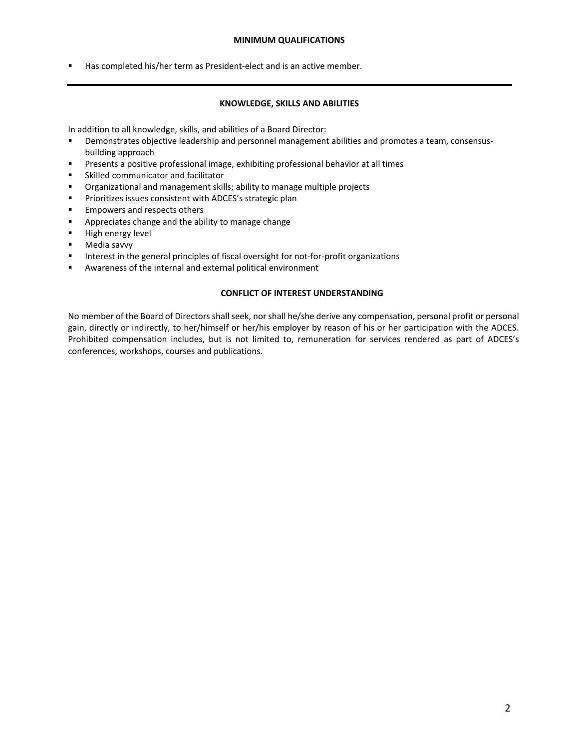## MINIMUM QUALIFICATIONS

- Has completed his/her term as President-elect and is an active member.

---

## KNOWLEDGE, SKILLS AND ABILITIES

In addition to all knowledge, skills, and abilities of a Board Director:

- Demonstrates objective leadership and personnel management abilities and promotes a team, consensus-building approach
- Presents a positive professional image, exhibiting professional behavior at all times
- Skilled communicator and facilitator
- Organizational and management skills; ability to manage multiple projects
- Prioritizes issues consistent with ADCES's strategic plan
- Empowers and respects others
- Appreciates change and the ability to manage change
- High energy level
- Media savvy
- Interest in the general principles of fiscal oversight for not-for-profit organizations
- Awareness of the internal and external political environment

## CONFLICT OF INTEREST UNDERSTANDING

No member of the Board of Directors shall seek, nor shall he/she derive any compensation, personal profit or personal gain, directly or indirectly, to her/himself or her/his employer by reason of his or her participation with the ADCES. Prohibited compensation includes, but is not limited to, remuneration for services rendered as part of ADCES's conferences, workshops, courses and publications.